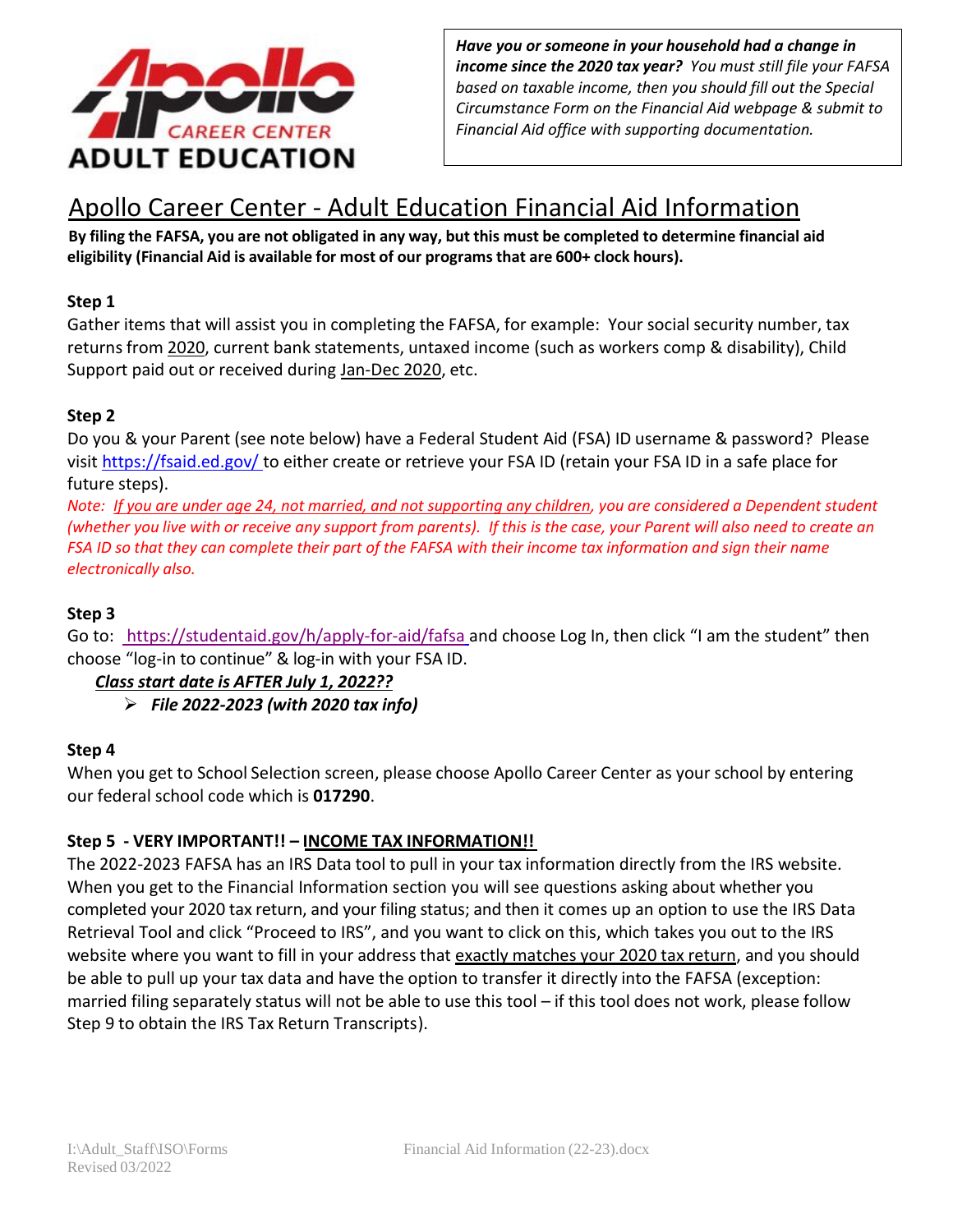**Apollo CAREER CENTER ADULT EDUCATION**

> ***Have you or someone in your household had a change in income since the 2020 tax year?*** *You must still file your FAFSA based on taxable income, then you should fill out the Special Circumstance Form on the Financial Aid webpage & submit to Financial Aid office with supporting documentation.*

# Apollo Career Center - Adult Education Financial Aid Information

**By filing the FAFSA, you are not obligated in any way, but this must be completed to determine financial aid eligibility (Financial Aid is available for most of our programs that are 600+ clock hours).**

**Step 1**

Gather items that will assist you in completing the FAFSA, for example: Your social security number, tax returns from 2020, current bank statements, untaxed income (such as workers comp & disability), Child Support paid out or received during Jan-Dec 2020, etc.

**Step 2**

Do you & your Parent (see note below) have a Federal Student Aid (FSA) ID username & password? Please visit https://fsaid.ed.gov/ to either create or retrieve your FSA ID (retain your FSA ID in a safe place for future steps).

*Note: If you are under age 24, not married, and not supporting any children, you are considered a Dependent student (whether you live with or receive any support from parents). If this is the case, your Parent will also need to create an FSA ID so that they can complete their part of the FAFSA with their income tax information and sign their name electronically also.*

**Step 3**

Go to: https://studentaid.gov/h/apply-for-aid/fafsa and choose Log In, then click "I am the student" then choose "log-in to continue" & log-in with your FSA ID.

***Class start date is AFTER July 1, 2022??***

- ***File 2022-2023 (with 2020 tax info)***

**Step 4**

When you get to School Selection screen, please choose Apollo Career Center as your school by entering our federal school code which is **017290**.

**Step 5 - VERY IMPORTANT!! – INCOME TAX INFORMATION!!**

The 2022-2023 FAFSA has an IRS Data tool to pull in your tax information directly from the IRS website. When you get to the Financial Information section you will see questions asking about whether you completed your 2020 tax return, and your filing status; and then it comes up an option to use the IRS Data Retrieval Tool and click "Proceed to IRS", and you want to click on this, which takes you out to the IRS website where you want to fill in your address that exactly matches your 2020 tax return, and you should be able to pull up your tax data and have the option to transfer it directly into the FAFSA (exception: married filing separately status will not be able to use this tool – if this tool does not work, please follow Step 9 to obtain the IRS Tax Return Transcripts).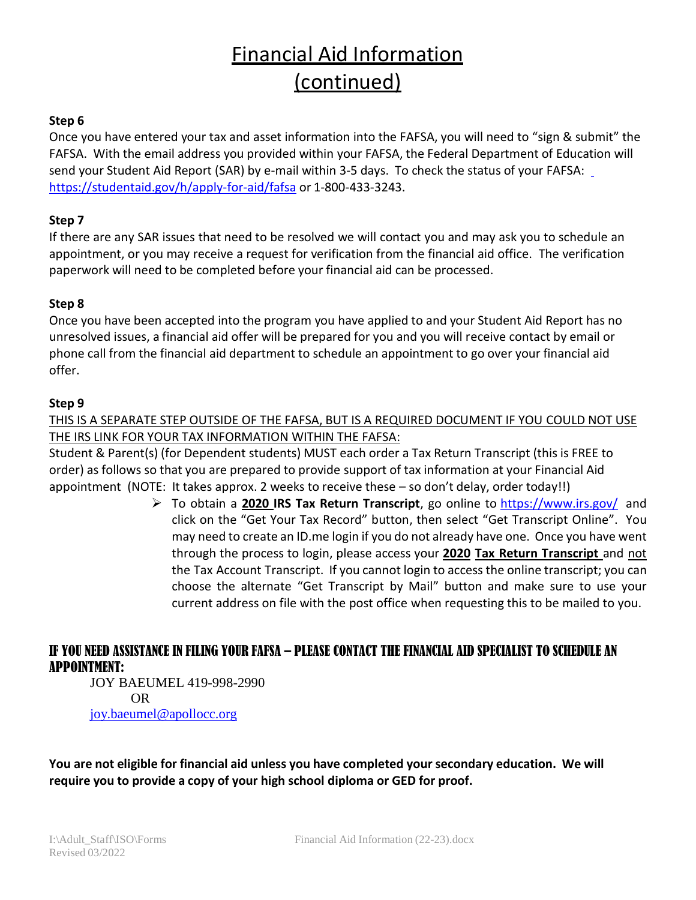# Financial Aid Information (continued)

**Step 6**

Once you have entered your tax and asset information into the FAFSA, you will need to "sign & submit" the FAFSA. With the email address you provided within your FAFSA, the Federal Department of Education will send your Student Aid Report (SAR) by e-mail within 3-5 days. To check the status of your FAFSA: https://studentaid.gov/h/apply-for-aid/fafsa or 1-800-433-3243.

**Step 7**

If there are any SAR issues that need to be resolved we will contact you and may ask you to schedule an appointment, or you may receive a request for verification from the financial aid office. The verification paperwork will need to be completed before your financial aid can be processed.

**Step 8**

Once you have been accepted into the program you have applied to and your Student Aid Report has no unresolved issues, a financial aid offer will be prepared for you and you will receive contact by email or phone call from the financial aid department to schedule an appointment to go over your financial aid offer.

**Step 9**

THIS IS A SEPARATE STEP OUTSIDE OF THE FAFSA, BUT IS A REQUIRED DOCUMENT IF YOU COULD NOT USE THE IRS LINK FOR YOUR TAX INFORMATION WITHIN THE FAFSA:

Student & Parent(s) (for Dependent students) MUST each order a Tax Return Transcript (this is FREE to order) as follows so that you are prepared to provide support of tax information at your Financial Aid appointment (NOTE: It takes approx. 2 weeks to receive these – so don't delay, order today!!)

- To obtain a **2020 IRS Tax Return Transcript**, go online to https://www.irs.gov/ and click on the "Get Your Tax Record" button, then select "Get Transcript Online". You may need to create an ID.me login if you do not already have one. Once you have went through the process to login, please access your **2020 Tax Return Transcript** and not the Tax Account Transcript. If you cannot login to access the online transcript; you can choose the alternate "Get Transcript by Mail" button and make sure to use your current address on file with the post office when requesting this to be mailed to you.

**IF YOU NEED ASSISTANCE IN FILING YOUR FAFSA – PLEASE CONTACT THE FINANCIAL AID SPECIALIST TO SCHEDULE AN APPOINTMENT:**

JOY BAEUMEL 419-998-2990

OR

joy.baeumel@apollocc.org

**You are not eligible for financial aid unless you have completed your secondary education. We will require you to provide a copy of your high school diploma or GED for proof.**

I:\Adult_Staff\ISO\Forms Financial Aid Information (22-23).docx
Revised 03/2022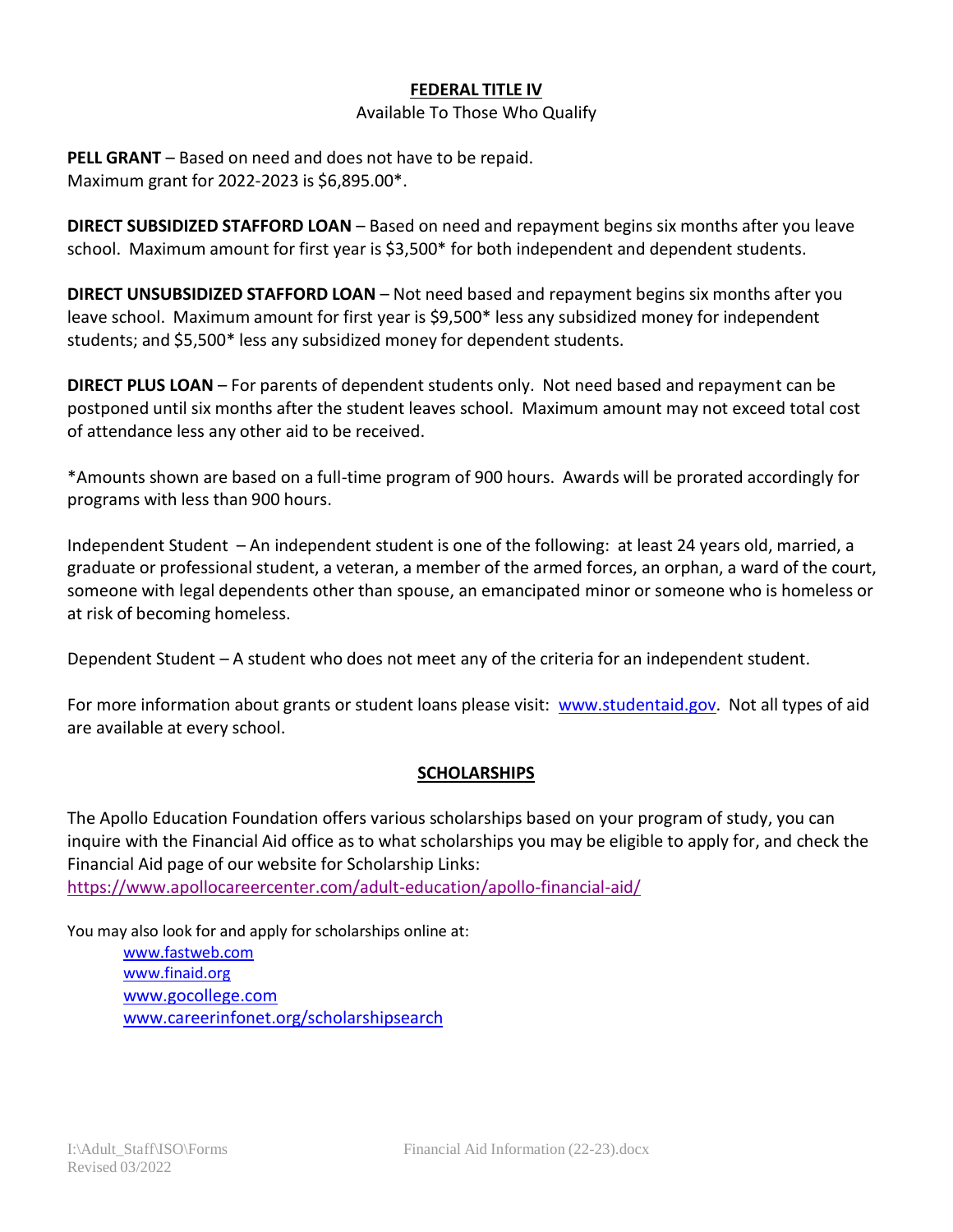## FEDERAL TITLE IV

Available To Those Who Qualify

**PELL GRANT** – Based on need and does not have to be repaid.
Maximum grant for 2022-2023 is $6,895.00*.

**DIRECT SUBSIDIZED STAFFORD LOAN** – Based on need and repayment begins six months after you leave school. Maximum amount for first year is $3,500* for both independent and dependent students.

**DIRECT UNSUBSIDIZED STAFFORD LOAN** – Not need based and repayment begins six months after you leave school. Maximum amount for first year is $9,500* less any subsidized money for independent students; and $5,500* less any subsidized money for dependent students.

**DIRECT PLUS LOAN** – For parents of dependent students only. Not need based and repayment can be postponed until six months after the student leaves school. Maximum amount may not exceed total cost of attendance less any other aid to be received.

*Amounts shown are based on a full-time program of 900 hours. Awards will be prorated accordingly for programs with less than 900 hours.

Independent Student – An independent student is one of the following: at least 24 years old, married, a graduate or professional student, a veteran, a member of the armed forces, an orphan, a ward of the court, someone with legal dependents other than spouse, an emancipated minor or someone who is homeless or at risk of becoming homeless.

Dependent Student – A student who does not meet any of the criteria for an independent student.

For more information about grants or student loans please visit: www.studentaid.gov. Not all types of aid are available at every school.

## SCHOLARSHIPS

The Apollo Education Foundation offers various scholarships based on your program of study, you can inquire with the Financial Aid office as to what scholarships you may be eligible to apply for, and check the Financial Aid page of our website for Scholarship Links:
https://www.apollocareercenter.com/adult-education/apollo-financial-aid/

You may also look for and apply for scholarships online at:

- www.fastweb.com
- www.finaid.org
- www.gocollege.com
- www.careerinfonet.org/scholarshipsearch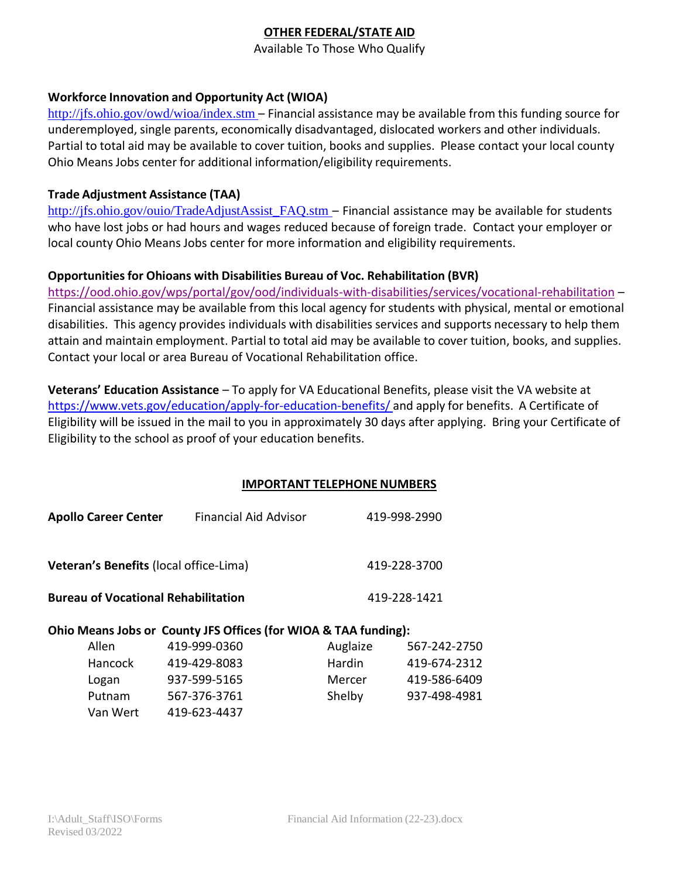## OTHER FEDERAL/STATE AID

Available To Those Who Qualify

**Workforce Innovation and Opportunity Act (WIOA)**

http://jfs.ohio.gov/owd/wioa/index.stm – Financial assistance may be available from this funding source for underemployed, single parents, economically disadvantaged, dislocated workers and other individuals. Partial to total aid may be available to cover tuition, books and supplies. Please contact your local county Ohio Means Jobs center for additional information/eligibility requirements.

**Trade Adjustment Assistance (TAA)**

http://jfs.ohio.gov/ouio/TradeAdjustAssist_FAQ.stm – Financial assistance may be available for students who have lost jobs or had hours and wages reduced because of foreign trade. Contact your employer or local county Ohio Means Jobs center for more information and eligibility requirements.

**Opportunities for Ohioans with Disabilities Bureau of Voc. Rehabilitation (BVR)**

https://ood.ohio.gov/wps/portal/gov/ood/individuals-with-disabilities/services/vocational-rehabilitation – Financial assistance may be available from this local agency for students with physical, mental or emotional disabilities. This agency provides individuals with disabilities services and supports necessary to help them attain and maintain employment. Partial to total aid may be available to cover tuition, books, and supplies. Contact your local or area Bureau of Vocational Rehabilitation office.

**Veterans' Education Assistance** – To apply for VA Educational Benefits, please visit the VA website at https://www.vets.gov/education/apply-for-education-benefits/ and apply for benefits. A Certificate of Eligibility will be issued in the mail to you in approximately 30 days after applying. Bring your Certificate of Eligibility to the school as proof of your education benefits.

## IMPORTANT TELEPHONE NUMBERS

**Apollo Career Center** Financial Aid Advisor 419-998-2990

**Veteran's Benefits** (local office-Lima) 419-228-3700

**Bureau of Vocational Rehabilitation** 419-228-1421

**Ohio Means Jobs or County JFS Offices (for WIOA & TAA funding):**

| County | Phone | County | Phone |
|---|---|---|---|
| Allen | 419-999-0360 | Auglaize | 567-242-2750 |
| Hancock | 419-429-8083 | Hardin | 419-674-2312 |
| Logan | 937-599-5165 | Mercer | 419-586-6409 |
| Putnam | 567-376-3761 | Shelby | 937-498-4981 |
| Van Wert | 419-623-4437 | | |

I:\Adult_Staff\ISO\Forms
Revised 03/2022

Financial Aid Information (22-23).docx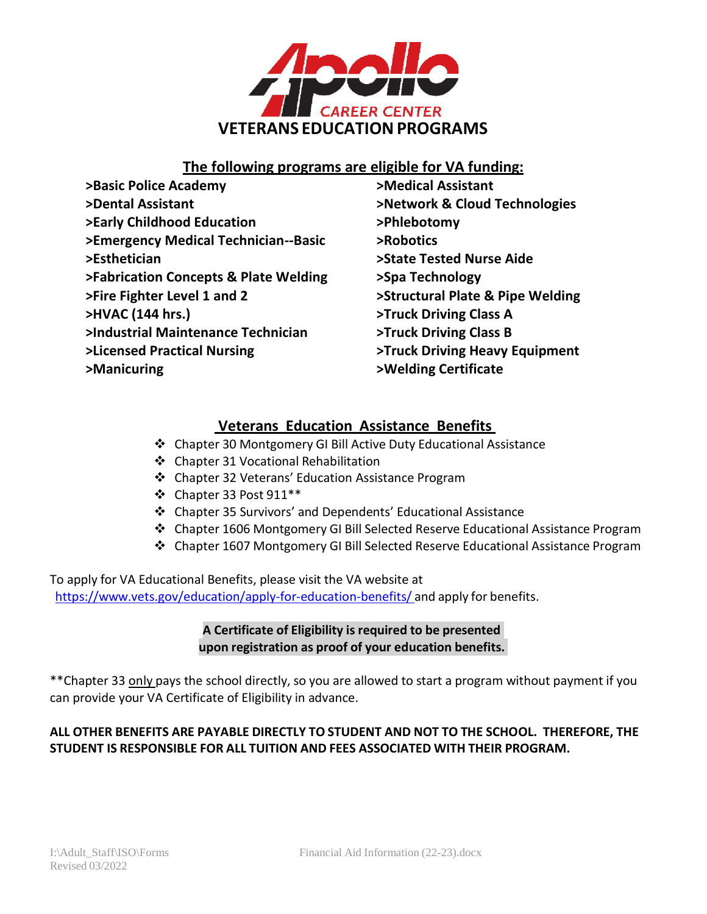# Apollo CAREER CENTER

## VETERANS EDUCATION PROGRAMS

**The following programs are eligible for VA funding:**

- **>Basic Police Academy**
- **>Dental Assistant**
- **>Early Childhood Education**
- **>Emergency Medical Technician--Basic**
- **>Esthetician**
- **>Fabrication Concepts & Plate Welding**
- **>Fire Fighter Level 1 and 2**
- **>HVAC (144 hrs.)**
- **>Industrial Maintenance Technician**
- **>Licensed Practical Nursing**
- **>Manicuring**
- **>Medical Assistant**
- **>Network & Cloud Technologies**
- **>Phlebotomy**
- **>Robotics**
- **>State Tested Nurse Aide**
- **>Spa Technology**
- **>Structural Plate & Pipe Welding**
- **>Truck Driving Class A**
- **>Truck Driving Class B**
- **>Truck Driving Heavy Equipment**
- **>Welding Certificate**

## Veterans Education Assistance Benefits

- Chapter 30 Montgomery GI Bill Active Duty Educational Assistance
- Chapter 31 Vocational Rehabilitation
- Chapter 32 Veterans' Education Assistance Program
- Chapter 33 Post 911**
- Chapter 35 Survivors' and Dependents' Educational Assistance
- Chapter 1606 Montgomery GI Bill Selected Reserve Educational Assistance Program
- Chapter 1607 Montgomery GI Bill Selected Reserve Educational Assistance Program

To apply for VA Educational Benefits, please visit the VA website at https://www.vets.gov/education/apply-for-education-benefits/ and apply for benefits.

**A Certificate of Eligibility is required to be presented upon registration as proof of your education benefits.**

**Chapter 33 only pays the school directly, so you are allowed to start a program without payment if you can provide your VA Certificate of Eligibility in advance.

**ALL OTHER BENEFITS ARE PAYABLE DIRECTLY TO STUDENT AND NOT TO THE SCHOOL. THEREFORE, THE STUDENT IS RESPONSIBLE FOR ALL TUITION AND FEES ASSOCIATED WITH THEIR PROGRAM.**